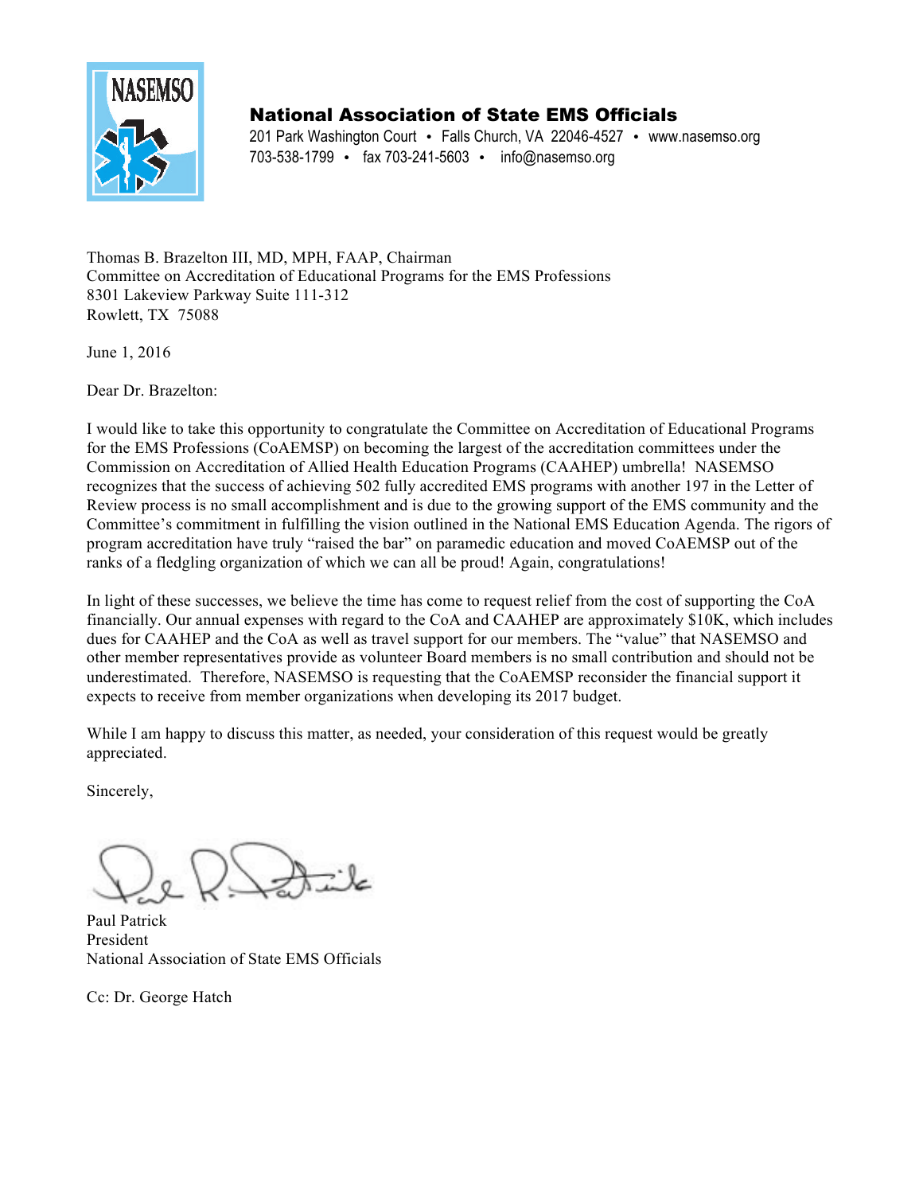**National Association of State EMS Officials**
201 Park Washington Court • Falls Church, VA 22046-4527 • www.nasemso.org
703-538-1799 • fax 703-241-5603 • info@nasemso.org

Thomas B. Brazelton III, MD, MPH, FAAP, Chairman
Committee on Accreditation of Educational Programs for the EMS Professions
8301 Lakeview Parkway Suite 111-312
Rowlett, TX 75088

June 1, 2016

Dear Dr. Brazelton:

I would like to take this opportunity to congratulate the Committee on Accreditation of Educational Programs for the EMS Professions (CoAEMSP) on becoming the largest of the accreditation committees under the Commission on Accreditation of Allied Health Education Programs (CAAHEP) umbrella! NASEMSO recognizes that the success of achieving 502 fully accredited EMS programs with another 197 in the Letter of Review process is no small accomplishment and is due to the growing support of the EMS community and the Committee's commitment in fulfilling the vision outlined in the National EMS Education Agenda. The rigors of program accreditation have truly "raised the bar" on paramedic education and moved CoAEMSP out of the ranks of a fledgling organization of which we can all be proud! Again, congratulations!

In light of these successes, we believe the time has come to request relief from the cost of supporting the CoA financially. Our annual expenses with regard to the CoA and CAAHEP are approximately $10K, which includes dues for CAAHEP and the CoA as well as travel support for our members. The "value" that NASEMSO and other member representatives provide as volunteer Board members is no small contribution and should not be underestimated. Therefore, NASEMSO is requesting that the CoAEMSP reconsider the financial support it expects to receive from member organizations when developing its 2017 budget.

While I am happy to discuss this matter, as needed, your consideration of this request would be greatly appreciated.

Sincerely,

Paul Patrick
President
National Association of State EMS Officials

Cc: Dr. George Hatch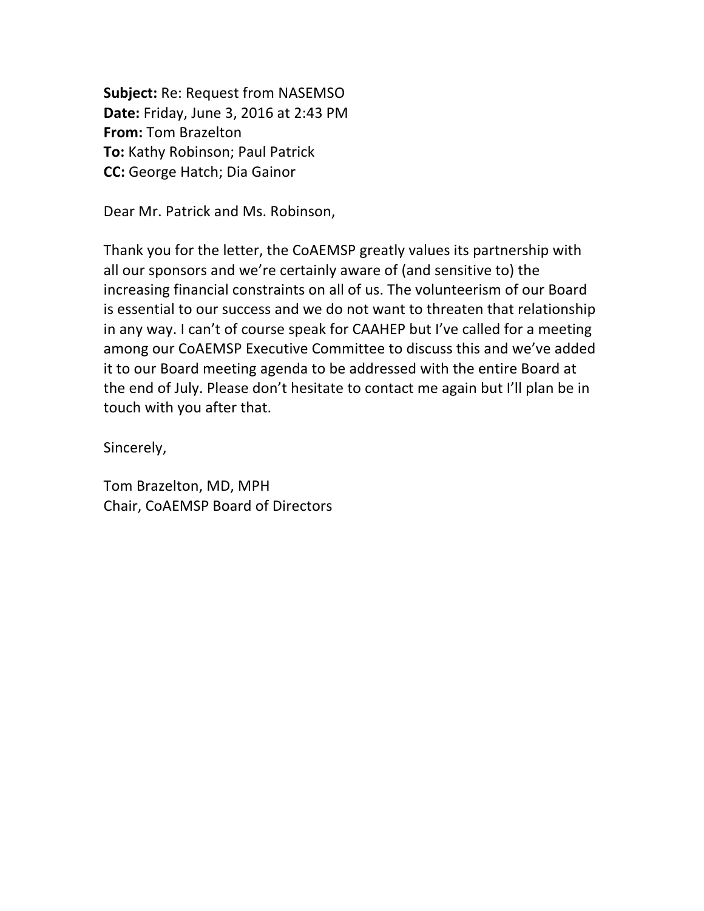**Subject:** Re: Request from NASEMSO
**Date:** Friday, June 3, 2016 at 2:43 PM
**From:** Tom Brazelton
**To:** Kathy Robinson; Paul Patrick
**CC:** George Hatch; Dia Gainor

Dear Mr. Patrick and Ms. Robinson,

Thank you for the letter, the CoAEMSP greatly values its partnership with all our sponsors and we're certainly aware of (and sensitive to) the increasing financial constraints on all of us. The volunteerism of our Board is essential to our success and we do not want to threaten that relationship in any way. I can't of course speak for CAAHEP but I've called for a meeting among our CoAEMSP Executive Committee to discuss this and we've added it to our Board meeting agenda to be addressed with the entire Board at the end of July. Please don't hesitate to contact me again but I'll plan be in touch with you after that.

Sincerely,

Tom Brazelton, MD, MPH
Chair, CoAEMSP Board of Directors